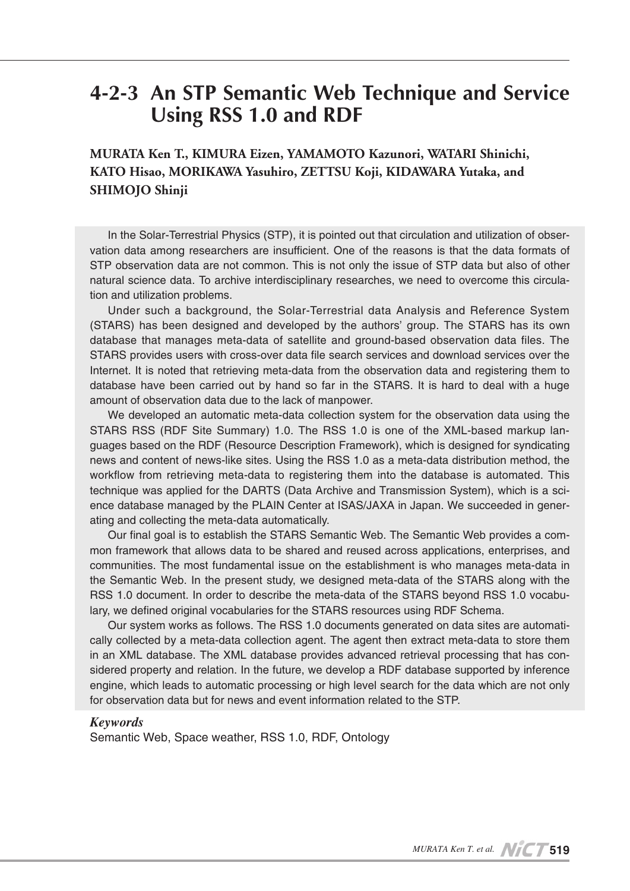# 4-2-3 An STP Semantic Web Technique and Service Using RSS 1.0 and RDF

**MURATA Ken T., KIMURA Eizen, YAMAMOTO Kazunori, WATARI Shinichi, KATO Hisao, MORIKAWA Yasuhiro, ZETTSU Koji, KIDAWARA Yutaka, and SHIMOJO Shinji**

In the Solar-Terrestrial Physics (STP), it is pointed out that circulation and utilization of observation data among researchers are insufficient. One of the reasons is that the data formats of STP observation data are not common. This is not only the issue of STP data but also of other natural science data. To archive interdisciplinary researches, we need to overcome this circulation and utilization problems.

Under such a background, the Solar-Terrestrial data Analysis and Reference System (STARS) has been designed and developed by the authors' group. The STARS has its own database that manages meta-data of satellite and ground-based observation data files. The STARS provides users with cross-over data file search services and download services over the Internet. It is noted that retrieving meta-data from the observation data and registering them to database have been carried out by hand so far in the STARS. It is hard to deal with a huge amount of observation data due to the lack of manpower.

We developed an automatic meta-data collection system for the observation data using the STARS RSS (RDF Site Summary) 1.0. The RSS 1.0 is one of the XML-based markup languages based on the RDF (Resource Description Framework), which is designed for syndicating news and content of news-like sites. Using the RSS 1.0 as a meta-data distribution method, the workflow from retrieving meta-data to registering them into the database is automated. This technique was applied for the DARTS (Data Archive and Transmission System), which is a science database managed by the PLAIN Center at ISAS/JAXA in Japan. We succeeded in generating and collecting the meta-data automatically.

Our final goal is to establish the STARS Semantic Web. The Semantic Web provides a common framework that allows data to be shared and reused across applications, enterprises, and communities. The most fundamental issue on the establishment is who manages meta-data in the Semantic Web. In the present study, we designed meta-data of the STARS along with the RSS 1.0 document. In order to describe the meta-data of the STARS beyond RSS 1.0 vocabulary, we defined original vocabularies for the STARS resources using RDF Schema.

Our system works as follows. The RSS 1.0 documents generated on data sites are automatically collected by a meta-data collection agent. The agent then extract meta-data to store them in an XML database. The XML database provides advanced retrieval processing that has considered property and relation. In the future, we develop a RDF database supported by inference engine, which leads to automatic processing or high level search for the data which are not only for observation data but for news and event information related to the STP.

***Keywords***

Semantic Web, Space weather, RSS 1.0, RDF, Ontology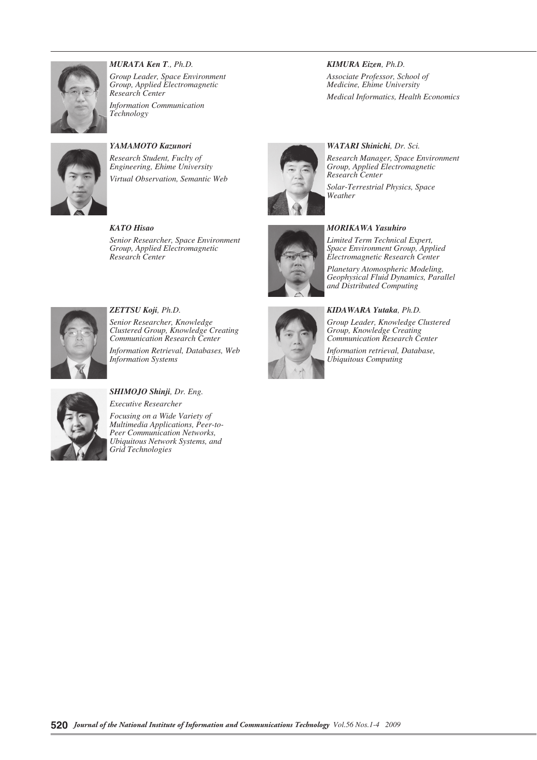***MURATA Ken T.**, Ph.D.*

*Group Leader, Space Environment Group, Applied Electromagnetic Research Center*

*Information Communication Technology*

***YAMAMOTO Kazunori***

*Research Student, Fuclty of Engineering, Ehime University*

*Virtual Observation, Semantic Web*

***KATO Hisao***

*Senior Researcher, Space Environment Group, Applied Electromagnetic Research Center*

***ZETTSU Koji**, Ph.D.*

*Senior Researcher, Knowledge Clustered Group, Knowledge Creating Communication Research Center*

*Information Retrieval, Databases, Web Information Systems*

***SHIMOJO Shinji**, Dr. Eng.*

*Executive Researcher*

*Focusing on a Wide Variety of Multimedia Applications, Peer-to-Peer Communication Networks, Ubiquitous Network Systems, and Grid Technologies*

***KIMURA Eizen**, Ph.D.*

*Associate Professor, School of Medicine, Ehime University*

*Medical Informatics, Health Economics*

***WATARI Shinichi**, Dr. Sci.*

*Research Manager, Space Environment Group, Applied Electromagnetic Research Center*

*Solar-Terrestrial Physics, Space Weather*

***MORIKAWA Yasuhiro***

*Limited Term Technical Expert, Space Environment Group, Applied Electromagnetic Research Center*

*Planetary Atomospheric Modeling, Geophysical Fluid Dynamics, Parallel and Distributed Computing*

***KIDAWARA Yutaka**, Ph.D.*

*Group Leader, Knowledge Clustered Group, Knowledge Creating Communication Research Center*

*Information retrieval, Database, Ubiquitous Computing*